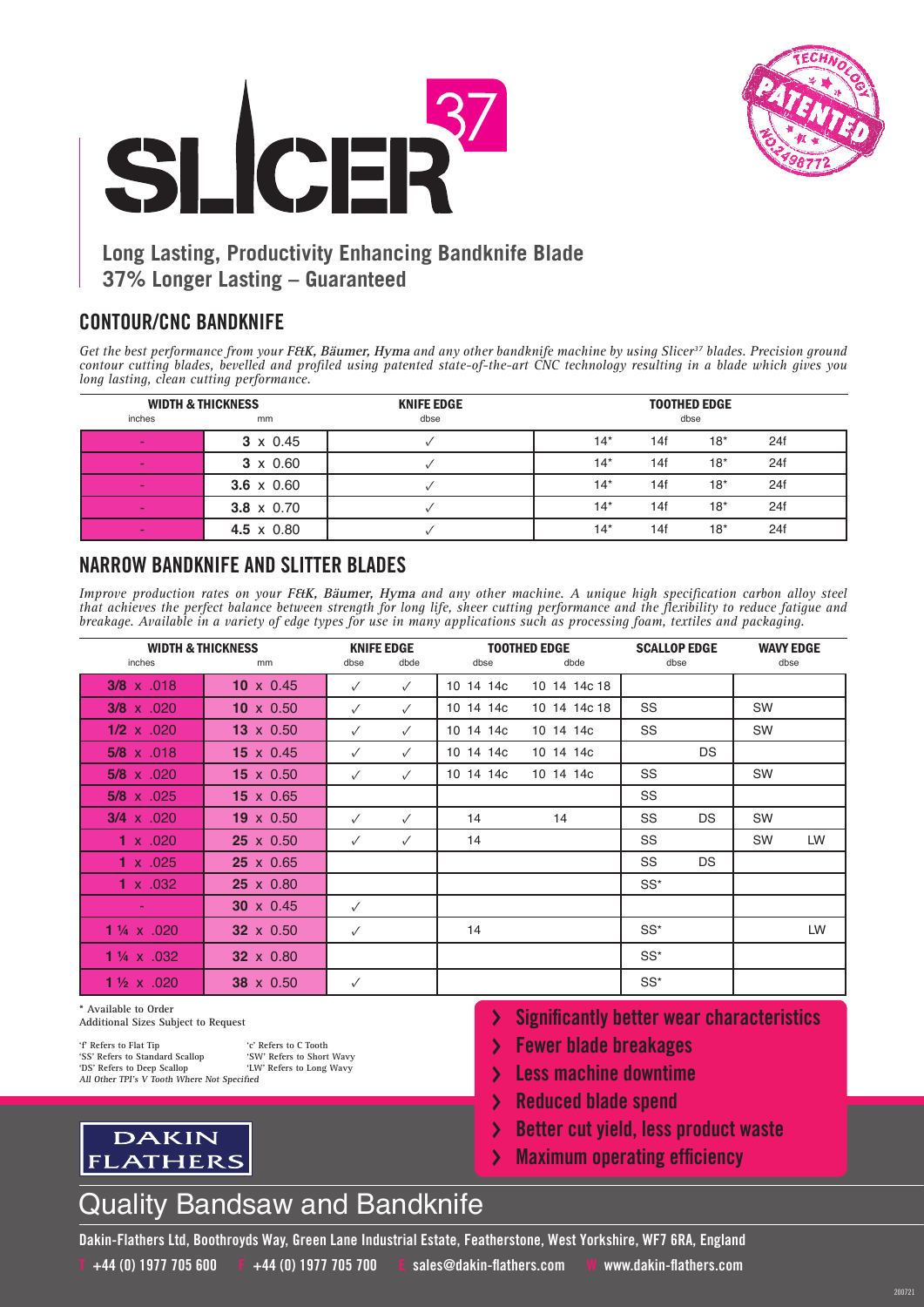# SLICER 37

TECHNOLOGY PATENTED NO.2498772

**Long Lasting, Productivity Enhancing Bandknife Blade**
**37% Longer Lasting – Guaranteed**

## CONTOUR/CNC BANDKNIFE

*Get the best performance from your F&K, Bäumer, Hyma and any other bandknife machine by using Slicer[37] blades. Precision ground contour cutting blades, bevelled and profiled using patented state-of-the-art CNC technology resulting in a blade which gives you long lasting, clean cutting performance.*

| WIDTH & THICKNESS | | KNIFE EDGE | TOOTHED EDGE | | | |
|---|---|---|---|---|---|---|
| inches | mm | dbse | dbse | | | |
| - | 3 x 0.45 | ✓ | 14* | 14f | 18* | 24f |
| - | 3 x 0.60 | ✓ | 14* | 14f | 18* | 24f |
| - | 3.6 x 0.60 | ✓ | 14* | 14f | 18* | 24f |
| - | 3.8 x 0.70 | ✓ | 14* | 14f | 18* | 24f |
| - | 4.5 x 0.80 | ✓ | 14* | 14f | 18* | 24f |

## NARROW BANDKNIFE AND SLITTER BLADES

*Improve production rates on your F&K, Bäumer, Hyma and any other machine. A unique high specification carbon alloy steel that achieves the perfect balance between strength for long life, sheer cutting performance and the flexibility to reduce fatigue and breakage. Available in a variety of edge types for use in many applications such as processing foam, textiles and packaging.*

| WIDTH & THICKNESS | | KNIFE EDGE | | TOOTHED EDGE | | SCALLOP EDGE | | WAVY EDGE | |
|---|---|---|---|---|---|---|---|---|---|
| inches | mm | dbse | dbde | dbse | dbde | dbse | | dbse | |
| 3/8 x .018 | 10 x 0.45 | ✓ | ✓ | 10 14 14c | 10 14 14c 18 | | | | |
| 3/8 x .020 | 10 x 0.50 | ✓ | ✓ | 10 14 14c | 10 14 14c 18 | SS | | SW | |
| 1/2 x .020 | 13 x 0.50 | ✓ | ✓ | 10 14 14c | 10 14 14c | SS | | SW | |
| 5/8 x .018 | 15 x 0.45 | ✓ | ✓ | 10 14 14c | 10 14 14c | | DS | | |
| 5/8 x .020 | 15 x 0.50 | ✓ | ✓ | 10 14 14c | 10 14 14c | SS | | SW | |
| 5/8 x .025 | 15 x 0.65 | | | | | SS | | | |
| 3/4 x .020 | 19 x 0.50 | ✓ | ✓ | 14 | 14 | SS | DS | SW | |
| 1 x .020 | 25 x 0.50 | ✓ | ✓ | 14 | | SS | | SW | LW |
| 1 x .025 | 25 x 0.65 | | | | | SS | DS | | |
| 1 x .032 | 25 x 0.80 | | | | | SS* | | | |
| - | 30 x 0.45 | ✓ | | | | | | | |
| 1 ¼ x .020 | 32 x 0.50 | ✓ | | 14 | | SS* | | | LW |
| 1 ¼ x .032 | 32 x 0.80 | | | | | SS* | | | |
| 1 ½ x .020 | 38 x 0.50 | ✓ | | | | SS* | | | |

\* Available to Order
Additional Sizes Subject to Request

'f' Refers to Flat Tip
'SS' Refers to Standard Scallop
'DS' Refers to Deep Scallop
'c' Refers to C Tooth
'SW' Refers to Short Wavy
'LW' Refers to Long Wavy
*All Other TPI's V Tooth Where Not Specified*

- Significantly better wear characteristics
- Fewer blade breakages
- Less machine downtime
- Reduced blade spend
- Better cut yield, less product waste
- Maximum operating efficiency

DAKIN FLATHERS

## Quality Bandsaw and Bandknife

Dakin-Flathers Ltd, Boothroyds Way, Green Lane Industrial Estate, Featherstone, West Yorkshire, WF7 6RA, England

T +44 (0) 1977 705 600  F +44 (0) 1977 705 700  E sales@dakin-flathers.com  W www.dakin-flathers.com

200721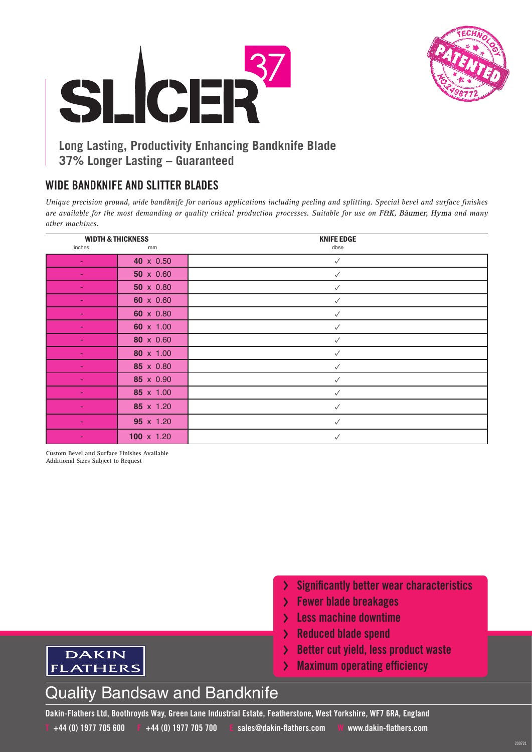# SLICER 37

TECHNOLOGY PATENTED NO.2498772

**Long Lasting, Productivity Enhancing Bandknife Blade**
**37% Longer Lasting – Guaranteed**

## WIDE BANDKNIFE AND SLITTER BLADES

*Unique precision ground, wide bandknife for various applications including peeling and splitting. Special bevel and surface finishes are available for the most demanding or quality critical production processes. Suitable for use on **F&K, Bäumer, Hyma** and many other machines.*

| WIDTH & THICKNESS | | KNIFE EDGE |
|---|---|---|
| inches | mm | dbse |
| - | **40** x 0.50 | ✓ |
| - | **50** x 0.60 | ✓ |
| - | **50** x 0.80 | ✓ |
| - | **60** x 0.60 | ✓ |
| - | **60** x 0.80 | ✓ |
| - | **60** x 1.00 | ✓ |
| - | **80** x 0.60 | ✓ |
| - | **80** x 1.00 | ✓ |
| - | **85** x 0.80 | ✓ |
| - | **85** x 0.90 | ✓ |
| - | **85** x 1.00 | ✓ |
| - | **85** x 1.20 | ✓ |
| - | **95** x 1.20 | ✓ |
| - | **100** x 1.20 | ✓ |

Custom Bevel and Surface Finishes Available
Additional Sizes Subject to Request

- Significantly better wear characteristics
- Fewer blade breakages
- Less machine downtime
- Reduced blade spend
- Better cut yield, less product waste
- Maximum operating efficiency

DAKIN FLATHERS

Quality Bandsaw and Bandknife

Dakin-Flathers Ltd, Boothroyds Way, Green Lane Industrial Estate, Featherstone, West Yorkshire, WF7 6RA, England

T +44 (0) 1977 705 600 F +44 (0) 1977 705 700 E sales@dakin-flathers.com W www.dakin-flathers.com

200721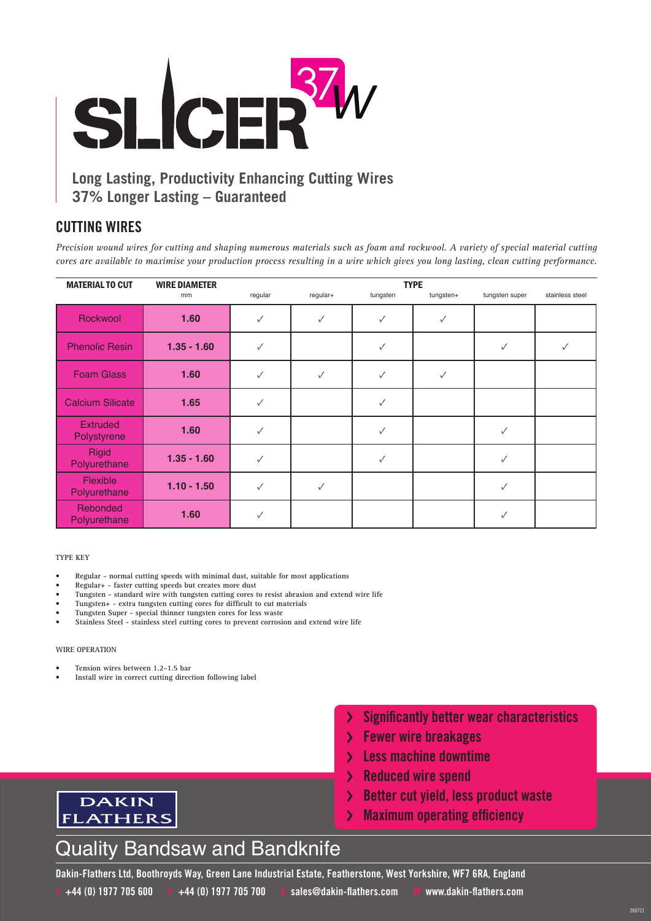# SLICER 37W

**Long Lasting, Productivity Enhancing Cutting Wires**
**37% Longer Lasting – Guaranteed**

## CUTTING WIRES

*Precision wound wires for cutting and shaping numerous materials such as foam and rockwool. A variety of special material cutting cores are available to maximise your production process resulting in a wire which gives you long lasting, clean cutting performance.*

| MATERIAL TO CUT | WIRE DIAMETER mm | TYPE | | | | | |
|---|---|---|---|---|---|---|---|
| | | regular | regular+ | tungsten | tungsten+ | tungsten super | stainless steel |
| Rockwool | 1.60 | ✓ | ✓ | ✓ | ✓ | | |
| Phenolic Resin | 1.35 - 1.60 | ✓ | | ✓ | | ✓ | ✓ |
| Foam Glass | 1.60 | ✓ | ✓ | ✓ | ✓ | | |
| Calcium Silicate | 1.65 | ✓ | | ✓ | | | |
| Extruded Polystyrene | 1.60 | ✓ | | ✓ | | ✓ | |
| Rigid Polyurethane | 1.35 - 1.60 | ✓ | | ✓ | | ✓ | |
| Flexible Polyurethane | 1.10 - 1.50 | ✓ | ✓ | | | ✓ | |
| Rebonded Polyurethane | 1.60 | ✓ | | | | ✓ | |

TYPE KEY

- Regular - normal cutting speeds with minimal dust, suitable for most applications
- Regular+ - faster cutting speeds but creates more dust
- Tungsten - standard wire with tungsten cutting cores to resist abrasion and extend wire life
- Tungsten+ - extra tungsten cutting cores for difficult to cut materials
- Tungsten Super - special thinner tungsten cores for less waste
- Stainless Steel - stainless steel cutting cores to prevent corrosion and extend wire life

WIRE OPERATION

- Tension wires between 1.2-1.5 bar
- Install wire in correct cutting direction following label

- **Significantly better wear characteristics**
- **Fewer wire breakages**
- **Less machine downtime**
- **Reduced wire spend**
- **Better cut yield, less product waste**
- **Maximum operating efficiency**

DAKIN FLATHERS

Quality Bandsaw and Bandknife

**Dakin-Flathers Ltd, Boothroyds Way, Green Lane Industrial Estate, Featherstone, West Yorkshire, WF7 6RA, England**

**T +44 (0) 1977 705 600 F +44 (0) 1977 705 700 E sales@dakin-flathers.com W www.dakin-flathers.com**

200721